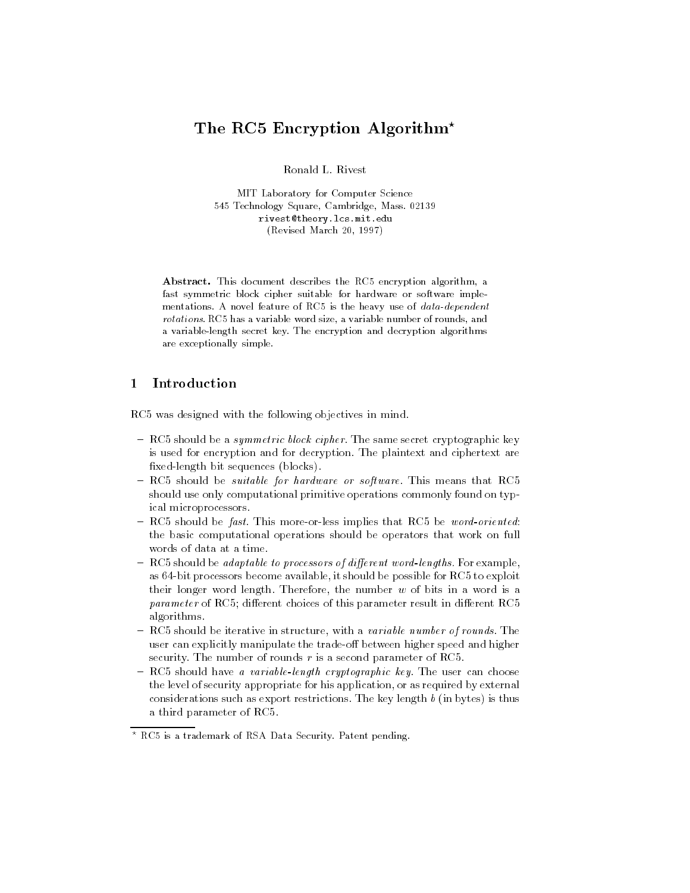# The RC5 Encryption Algorithm*

Ronald L. Rivest

MIT Laboratory for Computer Science
545 Technology Square, Cambridge, Mass. 02139
`rivest@theory.lcs.mit.edu`
(Revised March 20, 1997)

**Abstract.** This document describes the RC5 encryption algorithm, a fast symmetric block cipher suitable for hardware or software implementations. A novel feature of RC5 is the heavy use of *data-dependent rotations*. RC5 has a variable word size, a variable number of rounds, and a variable-length secret key. The encryption and decryption algorithms are exceptionally simple.

## 1 Introduction

RC5 was designed with the following objectives in mind.

- RC5 should be a *symmetric block cipher*. The same secret cryptographic key is used for encryption and for decryption. The plaintext and ciphertext are fixed-length bit sequences (blocks).
- RC5 should be *suitable for hardware or software*. This means that RC5 should use only computational primitive operations commonly found on typical microprocessors.
- RC5 should be *fast*. This more-or-less implies that RC5 be *word-oriented*: the basic computational operations should be operators that work on full words of data at a time.
- RC5 should be *adaptable to processors of different word-lengths.* For example, as 64-bit processors become available, it should be possible for RC5 to exploit their longer word length. Therefore, the number $w$ of bits in a word is a *parameter* of RC5; different choices of this parameter result in different RC5 algorithms.
- RC5 should be iterative in structure, with a *variable number of rounds*. The user can explicitly manipulate the trade-off between higher speed and higher security. The number of rounds $r$ is a second parameter of RC5.
- RC5 should have *a variable-length cryptographic key*. The user can choose the level of security appropriate for his application, or as required by external considerations such as export restrictions. The key length $b$ (in bytes) is thus a third parameter of RC5.

* RC5 is a trademark of RSA Data Security. Patent pending.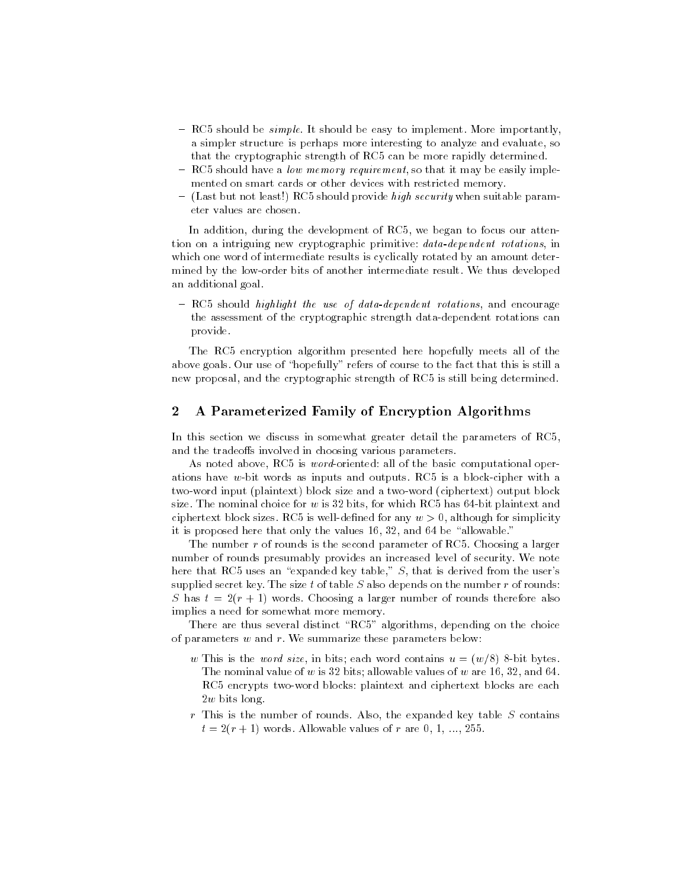- RC5 should be *simple*. It should be easy to implement. More importantly, a simpler structure is perhaps more interesting to analyze and evaluate, so that the cryptographic strength of RC5 can be more rapidly determined.
- RC5 should have a *low memory requirement*, so that it may be easily implemented on smart cards or other devices with restricted memory.
- (Last but not least!) RC5 should provide *high security* when suitable parameter values are chosen.

In addition, during the development of RC5, we began to focus our attention on a intriguing new cryptographic primitive: *data-dependent rotations*, in which one word of intermediate results is cyclically rotated by an amount determined by the low-order bits of another intermediate result. We thus developed an additional goal.

- RC5 should *highlight the use of data-dependent rotations*, and encourage the assessment of the cryptographic strength data-dependent rotations can provide.

The RC5 encryption algorithm presented here hopefully meets all of the above goals. Our use of "hopefully" refers of course to the fact that this is still a new proposal, and the cryptographic strength of RC5 is still being determined.

## 2 A Parameterized Family of Encryption Algorithms

In this section we discuss in somewhat greater detail the parameters of RC5, and the tradeoffs involved in choosing various parameters.

As noted above, RC5 is *word*-oriented: all of the basic computational operations have $w$-bit words as inputs and outputs. RC5 is a block-cipher with a two-word input (plaintext) block size and a two-word (ciphertext) output block size. The nominal choice for $w$ is 32 bits, for which RC5 has 64-bit plaintext and ciphertext block sizes. RC5 is well-defined for any $w > 0$, although for simplicity it is proposed here that only the values 16, 32, and 64 be "allowable."

The number $r$ of rounds is the second parameter of RC5. Choosing a larger number of rounds presumably provides an increased level of security. We note here that RC5 uses an "expanded key table," $S$, that is derived from the user's supplied secret key. The size $t$ of table $S$ also depends on the number $r$ of rounds: $S$ has $t = 2(r+1)$ words. Choosing a larger number of rounds therefore also implies a need for somewhat more memory.

There are thus several distinct "RC5" algorithms, depending on the choice of parameters $w$ and $r$. We summarize these parameters below:

- $w$ This is the *word size*, in bits; each word contains $u = (w/8)$ 8-bit bytes. The nominal value of $w$ is 32 bits; allowable values of $w$ are 16, 32, and 64. RC5 encrypts two-word blocks: plaintext and ciphertext blocks are each $2w$ bits long.
- $r$ This is the number of rounds. Also, the expanded key table $S$ contains $t = 2(r+1)$ words. Allowable values of $r$ are 0, 1, ..., 255.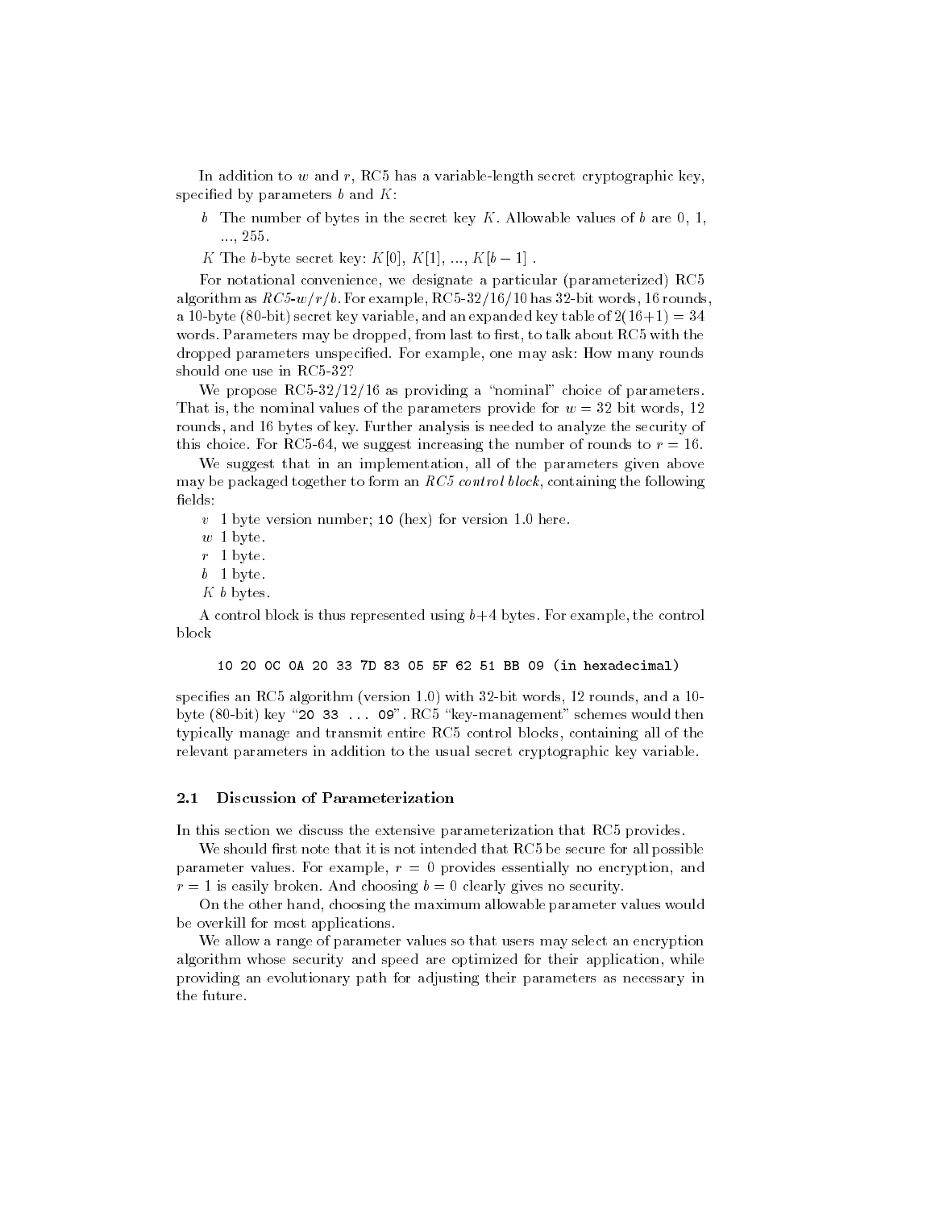In addition to $w$ and $r$, RC5 has a variable-length secret cryptographic key, specified by parameters $b$ and $K$:

$b$ The number of bytes in the secret key $K$. Allowable values of $b$ are 0, 1, ..., 255.

$K$ The $b$-byte secret key: $K[0]$, $K[1]$, ..., $K[b-1]$ .

For notational convenience, we designate a particular (parameterized) RC5 algorithm as *RC5-w/r/b*. For example, RC5-32/16/10 has 32-bit words, 16 rounds, a 10-byte (80-bit) secret key variable, and an expanded key table of $2(16+1) = 34$ words. Parameters may be dropped, from last to first, to talk about RC5 with the dropped parameters unspecified. For example, one may ask: How many rounds should one use in RC5-32?

We propose RC5-32/12/16 as providing a "nominal" choice of parameters. That is, the nominal values of the parameters provide for $w = 32$ bit words, 12 rounds, and 16 bytes of key. Further analysis is needed to analyze the security of this choice. For RC5-64, we suggest increasing the number of rounds to $r = 16$.

We suggest that in an implementation, all of the parameters given above may be packaged together to form an *RC5 control block*, containing the following fields:

$v$ 1 byte version number; `10` (hex) for version 1.0 here.

$w$ 1 byte.

$r$ 1 byte.

$b$ 1 byte.

$K$ $b$ bytes.

A control block is thus represented using $b+4$ bytes. For example, the control block

```
10 20 0C 0A 20 33 7D 83 05 5F 62 51 BB 09 (in hexadecimal)
```

specifies an RC5 algorithm (version 1.0) with 32-bit words, 12 rounds, and a 10-byte (80-bit) key "`20 33 ... 09`". RC5 "key-management" schemes would then typically manage and transmit entire RC5 control blocks, containing all of the relevant parameters in addition to the usual secret cryptographic key variable.

### 2.1 Discussion of Parameterization

In this section we discuss the extensive parameterization that RC5 provides.

We should first note that it is not intended that RC5 be secure for all possible parameter values. For example, $r = 0$ provides essentially no encryption, and $r = 1$ is easily broken. And choosing $b = 0$ clearly gives no security.

On the other hand, choosing the maximum allowable parameter values would be overkill for most applications.

We allow a range of parameter values so that users may select an encryption algorithm whose security and speed are optimized for their application, while providing an evolutionary path for adjusting their parameters as necessary in the future.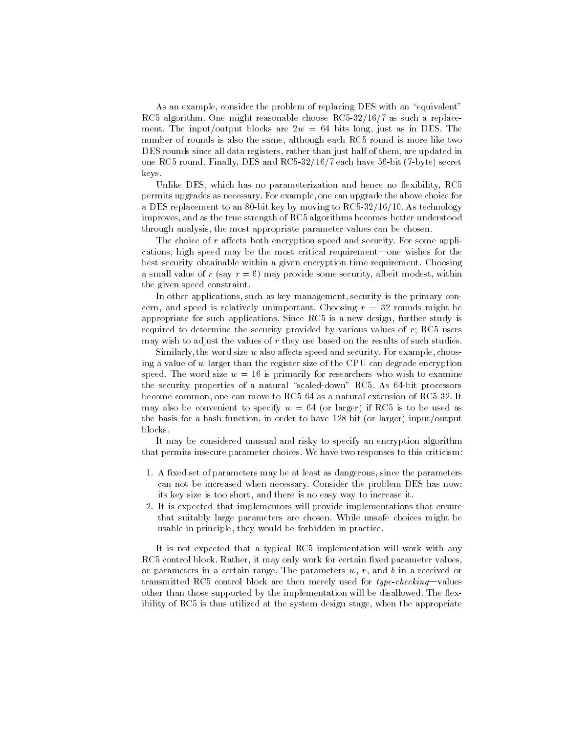As an example, consider the problem of replacing DES with an "equivalent" RC5 algorithm. One might reasonable choose RC5-32/16/7 as such a replacement. The input/output blocks are $2w = 64$ bits long, just as in DES. The number of rounds is also the same, although each RC5 round is more like two DES rounds since all data registers, rather than just half of them, are updated in one RC5 round. Finally, DES and RC5-32/16/7 each have 56-bit (7-byte) secret keys.

Unlike DES, which has no parameterization and hence no flexibility, RC5 permits upgrades as necessary. For example, one can upgrade the above choice for a DES replacement to an 80-bit key by moving to RC5-32/16/10. As technology improves, and as the true strength of RC5 algorithms becomes better understood through analysis, the most appropriate parameter values can be chosen.

The choice of $r$ affects both encryption speed and security. For some applications, high speed may be the most critical requirement—one wishes for the best security obtainable within a given encryption time requirement. Choosing a small value of $r$ (say $r = 6$) may provide some security, albeit modest, within the given speed constraint.

In other applications, such as key management, security is the primary concern, and speed is relatively unimportant. Choosing $r = 32$ rounds might be appropriate for such applications. Since RC5 is a new design, further study is required to determine the security provided by various values of $r$; RC5 users may wish to adjust the values of $r$ they use based on the results of such studies.

Similarly, the word size $w$ also affects speed and security. For example, choosing a value of $w$ larger than the register size of the CPU can degrade encryption speed. The word size $w = 16$ is primarily for researchers who wish to examine the security properties of a natural "scaled-down" RC5. As 64-bit processors become common, one can move to RC5-64 as a natural extension of RC5-32. It may also be convenient to specify $w = 64$ (or larger) if RC5 is to be used as the basis for a hash function, in order to have 128-bit (or larger) input/output blocks.

It may be considered unusual and risky to specify an encryption algorithm that permits insecure parameter choices. We have two responses to this criticism:

1. A fixed set of parameters may be at least as dangerous, since the parameters can not be increased when necessary. Consider the problem DES has now: its key size is too short, and there is no easy way to increase it.
2. It is expected that implementors will provide implementations that ensure that suitably large parameters are chosen. While unsafe choices might be usable in principle, they would be forbidden in practice.

It is not expected that a typical RC5 implementation will work with any RC5 control block. Rather, it may only work for certain fixed parameter values, or parameters in a certain range. The parameters $w$, $r$, and $b$ in a received or transmitted RC5 control block are then merely used for *type-checking*—values other than those supported by the implementation will be disallowed. The flexibility of RC5 is thus utilized at the system design stage, when the appropriate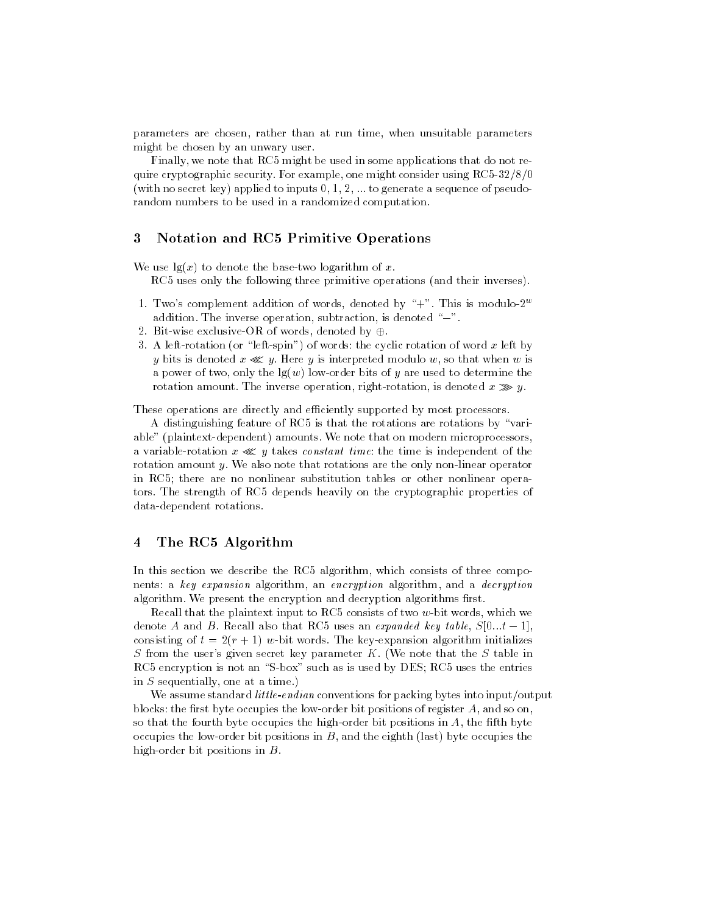parameters are chosen, rather than at run time, when unsuitable parameters might be chosen by an unwary user.

Finally, we note that RC5 might be used in some applications that do not require cryptographic security. For example, one might consider using RC5-32/8/0 (with no secret key) applied to inputs 0, 1, 2, ... to generate a sequence of pseudo-random numbers to be used in a randomized computation.

## 3 Notation and RC5 Primitive Operations

We use $\lg(x)$ to denote the base-two logarithm of $x$.

RC5 uses only the following three primitive operations (and their inverses).

1. Two's complement addition of words, denoted by "+". This is modulo-$2^w$ addition. The inverse operation, subtraction, is denoted "−".
2. Bit-wise exclusive-OR of words, denoted by $\oplus$.
3. A left-rotation (or "left-spin") of words: the cyclic rotation of word $x$ left by $y$ bits is denoted $x \lll y$. Here $y$ is interpreted modulo $w$, so that when $w$ is a power of two, only the $\lg(w)$ low-order bits of $y$ are used to determine the rotation amount. The inverse operation, right-rotation, is denoted $x \ggg y$.

These operations are directly and efficiently supported by most processors.

A distinguishing feature of RC5 is that the rotations are rotations by "variable" (plaintext-dependent) amounts. We note that on modern microprocessors, a variable-rotation $x \lll y$ takes *constant time*: the time is independent of the rotation amount $y$. We also note that rotations are the only non-linear operator in RC5; there are no nonlinear substitution tables or other nonlinear operators. The strength of RC5 depends heavily on the cryptographic properties of data-dependent rotations.

## 4 The RC5 Algorithm

In this section we describe the RC5 algorithm, which consists of three components: a *key expansion* algorithm, an *encryption* algorithm, and a *decryption* algorithm. We present the encryption and decryption algorithms first.

Recall that the plaintext input to RC5 consists of two $w$-bit words, which we denote $A$ and $B$. Recall also that RC5 uses an *expanded key table*, $S[0...t-1]$, consisting of $t = 2(r+1)$ $w$-bit words. The key-expansion algorithm initializes $S$ from the user's given secret key parameter $K$. (We note that the $S$ table in RC5 encryption is not an "S-box" such as is used by DES; RC5 uses the entries in $S$ sequentially, one at a time.)

We assume standard *little-endian* conventions for packing bytes into input/output blocks: the first byte occupies the low-order bit positions of register $A$, and so on, so that the fourth byte occupies the high-order bit positions in $A$, the fifth byte occupies the low-order bit positions in $B$, and the eighth (last) byte occupies the high-order bit positions in $B$.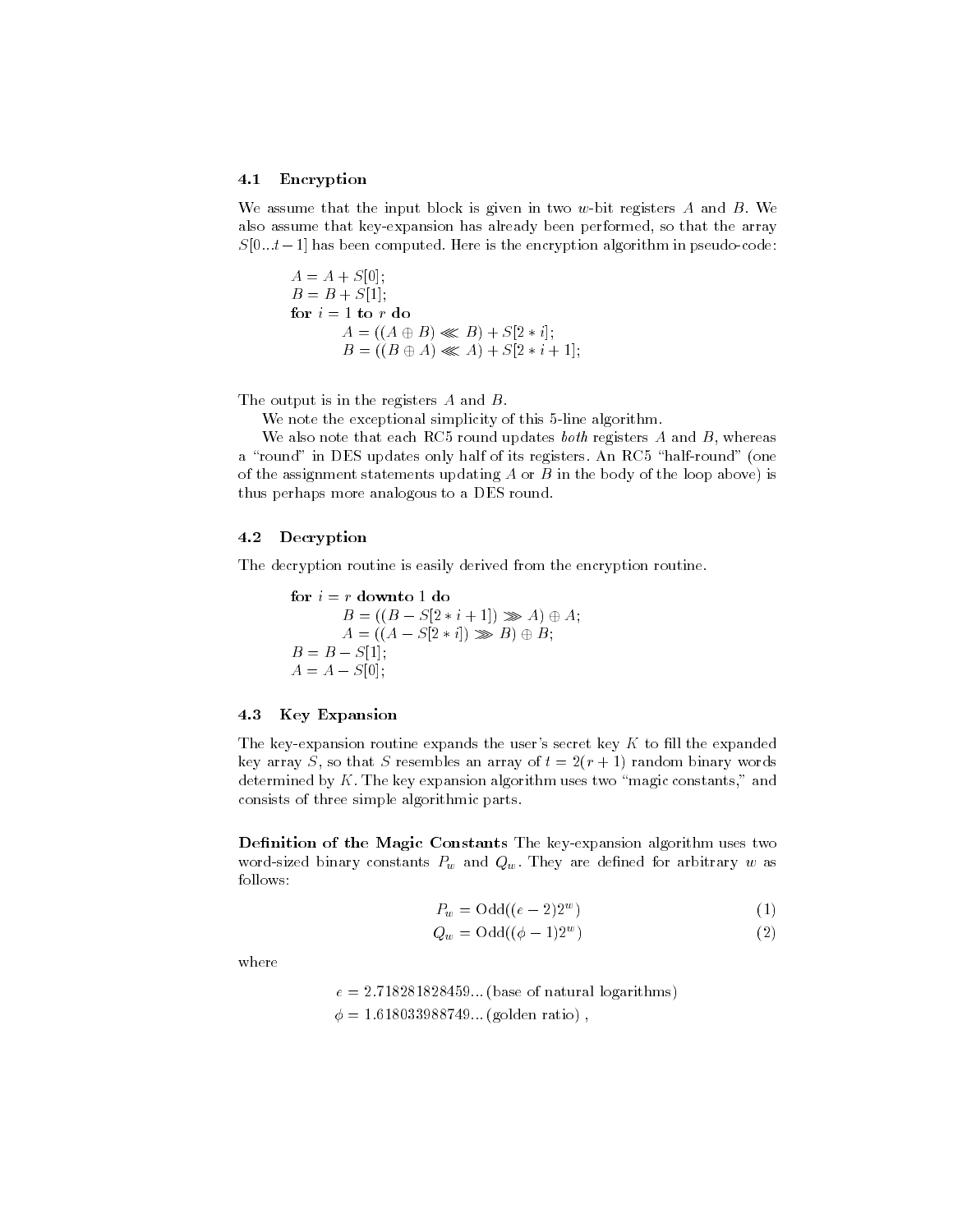### 4.1 Encryption

We assume that the input block is given in two $w$-bit registers $A$ and $B$. We also assume that key-expansion has already been performed, so that the array $S[0...t-1]$ has been computed. Here is the encryption algorithm in pseudo-code:

$$
\begin{aligned}
&A = A + S[0];\\
&B = B + S[1];\\
&\textbf{for } i = 1 \textbf{ to } r \textbf{ do}\\
&\qquad A = ((A \oplus B) \lll B) + S[2*i];\\
&\qquad B = ((B \oplus A) \lll A) + S[2*i+1];
\end{aligned}
$$

The output is in the registers $A$ and $B$.

We note the exceptional simplicity of this 5-line algorithm.

We also note that each RC5 round updates *both* registers $A$ and $B$, whereas a "round" in DES updates only half of its registers. An RC5 "half-round" (one of the assignment statements updating $A$ or $B$ in the body of the loop above) is thus perhaps more analogous to a DES round.

### 4.2 Decryption

The decryption routine is easily derived from the encryption routine.

$$
\begin{aligned}
&\textbf{for } i = r \textbf{ downto } 1 \textbf{ do}\\
&\qquad B = ((B - S[2*i+1]) \ggg A) \oplus A;\\
&\qquad A = ((A - S[2*i]) \ggg B) \oplus B;\\
&B = B - S[1];\\
&A = A - S[0];
\end{aligned}
$$

### 4.3 Key Expansion

The key-expansion routine expands the user's secret key $K$ to fill the expanded key array $S$, so that $S$ resembles an array of $t = 2(r+1)$ random binary words determined by $K$. The key expansion algorithm uses two "magic constants," and consists of three simple algorithmic parts.

**Definition of the Magic Constants** The key-expansion algorithm uses two word-sized binary constants $P_w$ and $Q_w$. They are defined for arbitrary $w$ as follows:

$$P_w = \text{Odd}((e-2)2^w) \tag{1}$$

$$Q_w = \text{Odd}((\phi-1)2^w) \tag{2}$$

where

$$
\begin{aligned}
e &= 2.718281828459\ldots \text{(base of natural logarithms)}\\
\phi &= 1.618033988749\ldots \text{(golden ratio)}\ ,
\end{aligned}
$$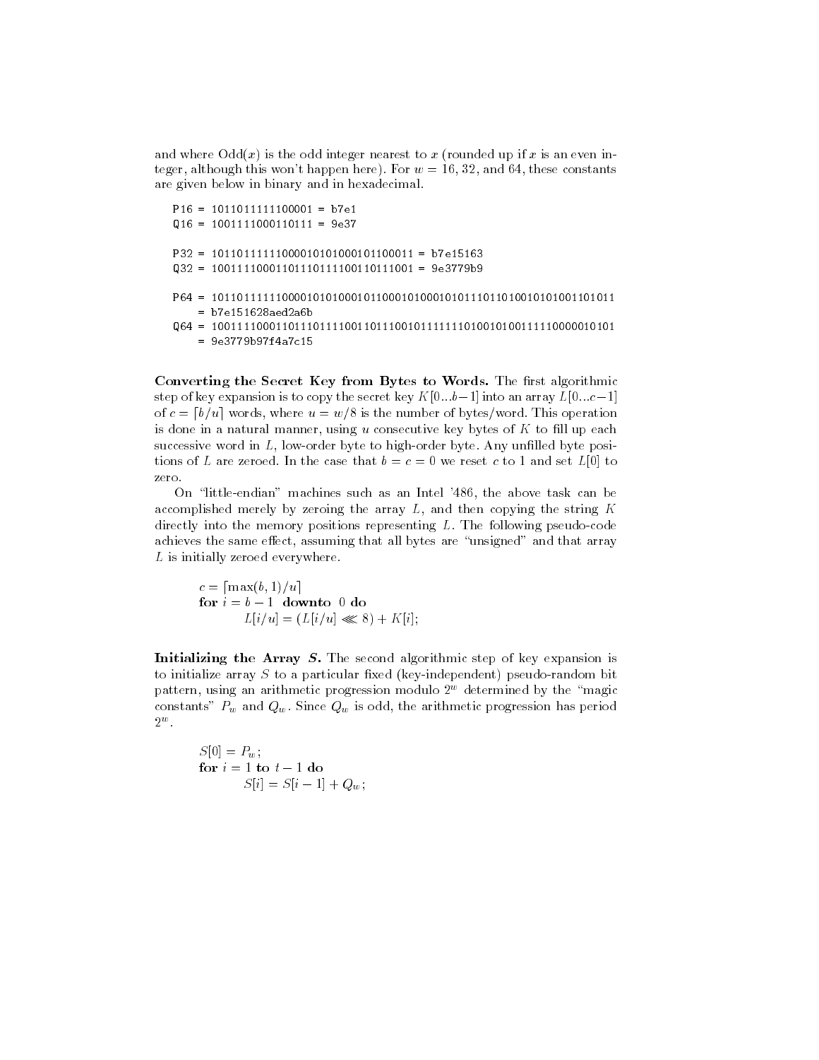and where Odd($x$) is the odd integer nearest to $x$ (rounded up if $x$ is an even integer, although this won't happen here). For $w = 16$, 32, and 64, these constants are given below in binary and in hexadecimal.

```
P16 = 1011011111100001 = b7e1
Q16 = 1001111000110111 = 9e37

P32 = 10110111111000010101000101100011 = b7e15163
Q32 = 10011110001101110111100110111001 = 9e3779b9

P64 = 1011011111100001010100010110001010001010111011010010101001101011
    = b7e151628aed2a6b
Q64 = 1001111000110111011110011011100101111111010010100111110000010101
    = 9e3779b97f4a7c15
```

**Converting the Secret Key from Bytes to Words.** The first algorithmic step of key expansion is to copy the secret key $K[0...b-1]$ into an array $L[0...c-1]$ of $c = \lceil b/u \rceil$ words, where $u = w/8$ is the number of bytes/word. This operation is done in a natural manner, using $u$ consecutive key bytes of $K$ to fill up each successive word in $L$, low-order byte to high-order byte. Any unfilled byte positions of $L$ are zeroed. In the case that $b = c = 0$ we reset $c$ to 1 and set $L[0]$ to zero.

On "little-endian" machines such as an Intel '486, the above task can be accomplished merely by zeroing the array $L$, and then copying the string $K$ directly into the memory positions representing $L$. The following pseudo-code achieves the same effect, assuming that all bytes are "unsigned" and that array $L$ is initially zeroed everywhere.

$c = \lceil \max(b, 1)/u \rceil$
**for** $i = b - 1$ **downto** 0 **do**
  $L[i/u] = (L[i/u] \lll 8) + K[i]$;

**Initializing the Array $S$.** The second algorithmic step of key expansion is to initialize array $S$ to a particular fixed (key-independent) pseudo-random bit pattern, using an arithmetic progression modulo $2^w$ determined by the "magic constants" $P_w$ and $Q_w$. Since $Q_w$ is odd, the arithmetic progression has period $2^w$.

$S[0] = P_w$;
**for** $i = 1$ **to** $t - 1$ **do**
  $S[i] = S[i-1] + Q_w$;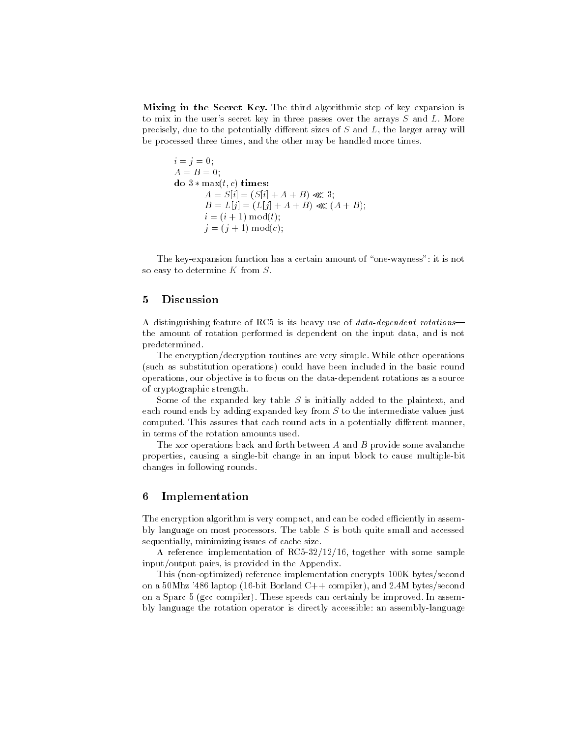**Mixing in the Secret Key.** The third algorithmic step of key expansion is to mix in the user's secret key in three passes over the arrays $S$ and $L$. More precisely, due to the potentially different sizes of $S$ and $L$, the larger array will be processed three times, and the other may be handled more times.

$$
\begin{aligned}
& i = j = 0; \\
& A = B = 0; \\
& \textbf{do } 3 * \max(t, c) \textbf{ times:} \\
& \quad A = S[i] = (S[i] + A + B) \lll 3; \\
& \quad B = L[j] = (L[j] + A + B) \lll (A + B); \\
& \quad i = (i + 1) \bmod(t); \\
& \quad j = (j + 1) \bmod(c);
\end{aligned}
$$

The key-expansion function has a certain amount of "one-wayness": it is not so easy to determine $K$ from $S$.

## 5 Discussion

A distinguishing feature of RC5 is its heavy use of *data-dependent rotations*—the amount of rotation performed is dependent on the input data, and is not predetermined.

The encryption/decryption routines are very simple. While other operations (such as substitution operations) could have been included in the basic round operations, our objective is to focus on the data-dependent rotations as a source of cryptographic strength.

Some of the expanded key table $S$ is initially added to the plaintext, and each round ends by adding expanded key from $S$ to the intermediate values just computed. This assures that each round acts in a potentially different manner, in terms of the rotation amounts used.

The xor operations back and forth between $A$ and $B$ provide some avalanche properties, causing a single-bit change in an input block to cause multiple-bit changes in following rounds.

## 6 Implementation

The encryption algorithm is very compact, and can be coded efficiently in assembly language on most processors. The table $S$ is both quite small and accessed sequentially, minimizing issues of cache size.

A reference implementation of RC5-32/12/16, together with some sample input/output pairs, is provided in the Appendix.

This (non-optimized) reference implementation encrypts 100K bytes/second on a 50Mhz '486 laptop (16-bit Borland C++ compiler), and 2.4M bytes/second on a Sparc 5 (gcc compiler). These speeds can certainly be improved. In assembly language the rotation operator is directly accessible: an assembly-language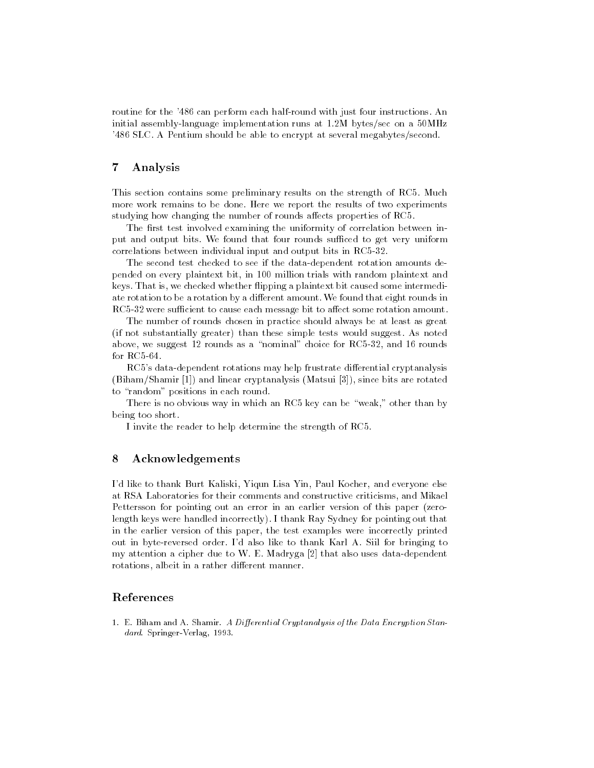routine for the '486 can perform each half-round with just four instructions. An initial assembly-language implementation runs at 1.2M bytes/sec on a 50MHz '486 SLC. A Pentium should be able to encrypt at several megabytes/second.

## 7 Analysis

This section contains some preliminary results on the strength of RC5. Much more work remains to be done. Here we report the results of two experiments studying how changing the number of rounds affects properties of RC5.

The first test involved examining the uniformity of correlation between input and output bits. We found that four rounds sufficed to get very uniform correlations between individual input and output bits in RC5-32.

The second test checked to see if the data-dependent rotation amounts depended on every plaintext bit, in 100 million trials with random plaintext and keys. That is, we checked whether flipping a plaintext bit caused some intermediate rotation to be a rotation by a different amount. We found that eight rounds in RC5-32 were sufficient to cause each message bit to affect some rotation amount.

The number of rounds chosen in practice should always be at least as great (if not substantially greater) than these simple tests would suggest. As noted above, we suggest 12 rounds as a "nominal" choice for RC5-32, and 16 rounds for RC5-64.

RC5's data-dependent rotations may help frustrate differential cryptanalysis (Biham/Shamir [1]) and linear cryptanalysis (Matsui [3]), since bits are rotated to "random" positions in each round.

There is no obvious way in which an RC5 key can be "weak," other than by being too short.

I invite the reader to help determine the strength of RC5.

## 8 Acknowledgements

I'd like to thank Burt Kaliski, Yiqun Lisa Yin, Paul Kocher, and everyone else at RSA Laboratories for their comments and constructive criticisms, and Mikael Pettersson for pointing out an error in an earlier version of this paper (zero-length keys were handled incorrectly). I thank Ray Sydney for pointing out that in the earlier version of this paper, the test examples were incorrectly printed out in byte-reversed order. I'd also like to thank Karl A. Siil for bringing to my attention a cipher due to W. E. Madryga [2] that also uses data-dependent rotations, albeit in a rather different manner.

## References

1. E. Biham and A. Shamir. *A Differential Cryptanalysis of the Data Encryption Standard*. Springer-Verlag, 1993.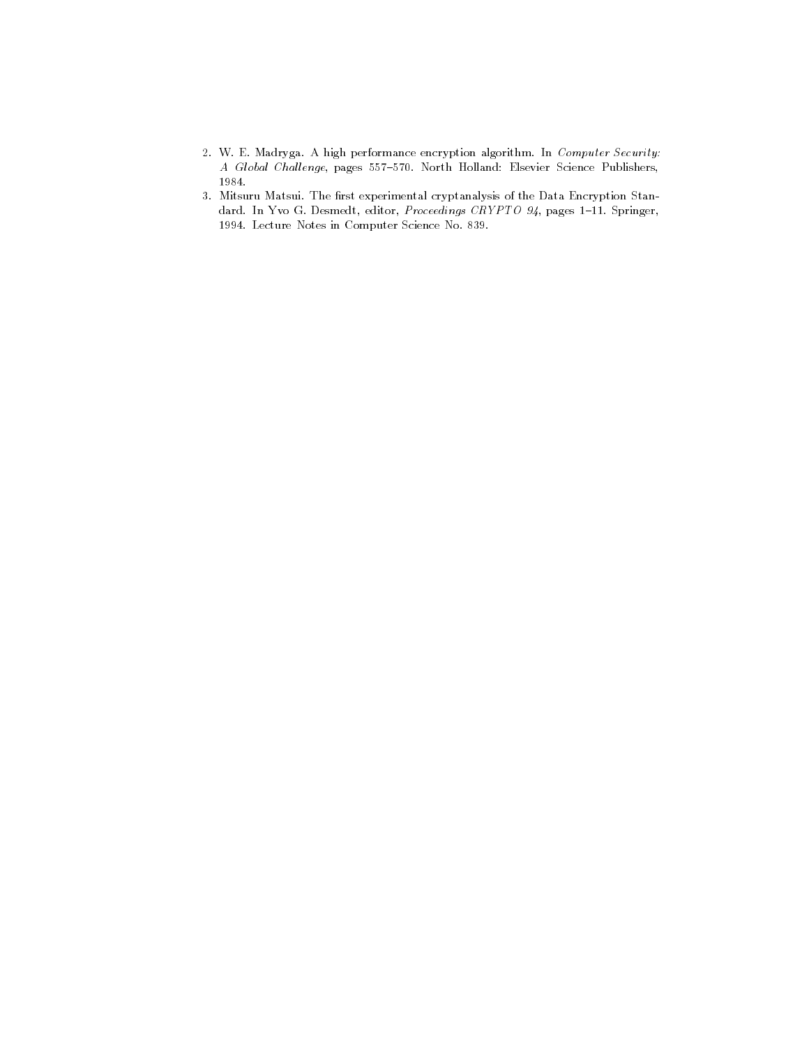2. W. E. Madryga. A high performance encryption algorithm. In *Computer Security: A Global Challenge*, pages 557–570. North Holland: Elsevier Science Publishers, 1984.
3. Mitsuru Matsui. The first experimental cryptanalysis of the Data Encryption Standard. In Yvo G. Desmedt, editor, *Proceedings CRYPTO 94*, pages 1–11. Springer, 1994. Lecture Notes in Computer Science No. 839.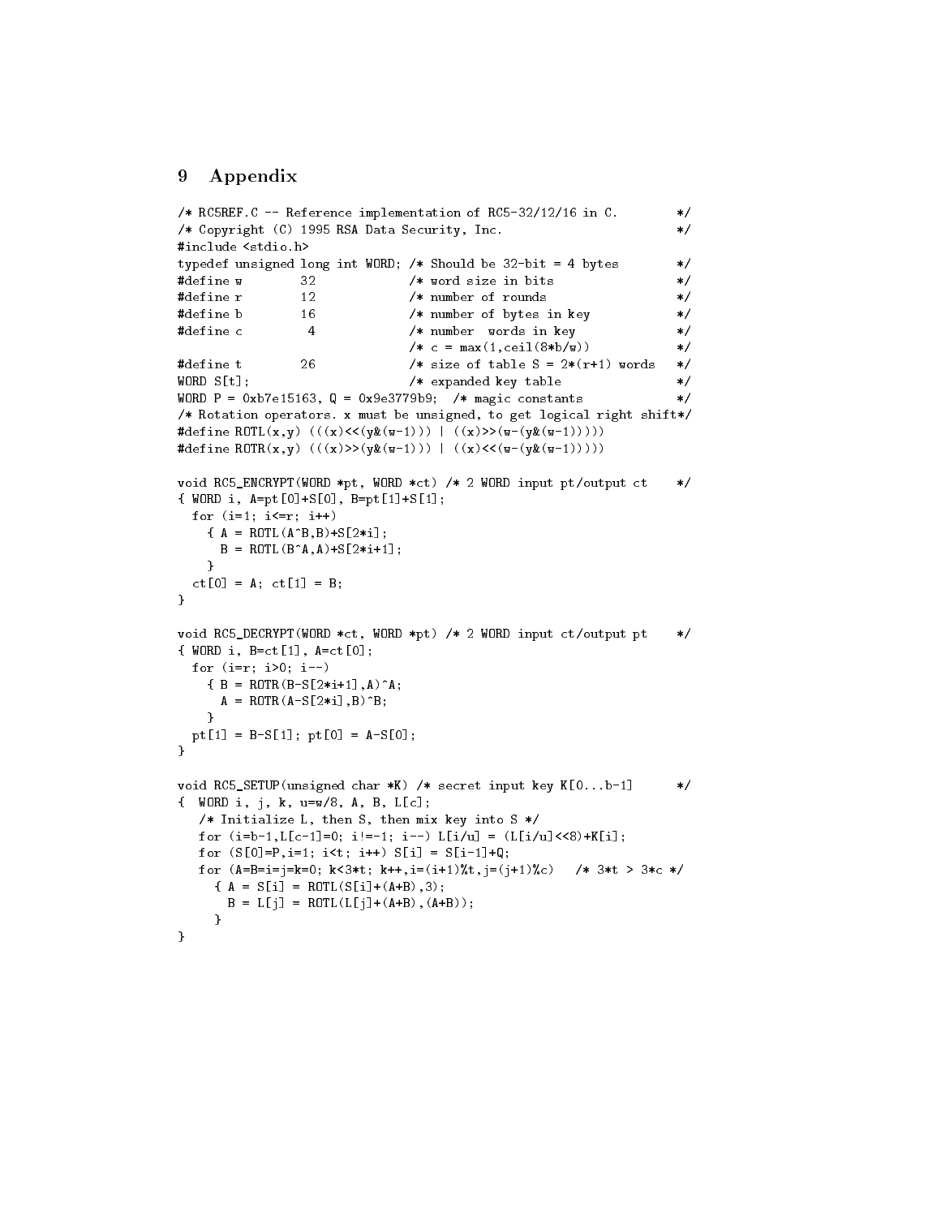## 9 Appendix

```
/* RC5REF.C -- Reference implementation of RC5-32/12/16 in C.        */
/* Copyright (C) 1995 RSA Data Security, Inc.                        */
#include <stdio.h>
typedef unsigned long int WORD; /* Should be 32-bit = 4 bytes        */
#define w        32             /* word size in bits                 */
#define r        12             /* number of rounds                  */
#define b        16             /* number of bytes in key            */
#define c         4             /* number  words in key              */
                                /* c = max(1,ceil(8*b/w))            */
#define t        26             /* size of table S = 2*(r+1) words   */
WORD S[t];                      /* expanded key table                */
WORD P = 0xb7e15163, Q = 0x9e3779b9;  /* magic constants             */
/* Rotation operators. x must be unsigned, to get logical right shift*/
#define ROTL(x,y) (((x)<<(y&(w-1))) | ((x)>>(w-(y&(w-1)))))
#define ROTR(x,y) (((x)>>(y&(w-1))) | ((x)<<(w-(y&(w-1)))))

void RC5_ENCRYPT(WORD *pt, WORD *ct) /* 2 WORD input pt/output ct    */
{ WORD i, A=pt[0]+S[0], B=pt[1]+S[1];
  for (i=1; i<=r; i++)
    { A = ROTL(A^B,B)+S[2*i];
      B = ROTL(B^A,A)+S[2*i+1];
    }
  ct[0] = A; ct[1] = B;
}

void RC5_DECRYPT(WORD *ct, WORD *pt) /* 2 WORD input ct/output pt    */
{ WORD i, B=ct[1], A=ct[0];
  for (i=r; i>0; i--)
    { B = ROTR(B-S[2*i+1],A)^A;
      A = ROTR(A-S[2*i],B)^B;
    }
  pt[1] = B-S[1]; pt[0] = A-S[0];
}

void RC5_SETUP(unsigned char *K) /* secret input key K[0...b-1]      */
{  WORD i, j, k, u=w/8, A, B, L[c];
   /* Initialize L, then S, then mix key into S */
   for (i=b-1,L[c-1]=0; i!=-1; i--) L[i/u] = (L[i/u]<<8)+K[i];
   for (S[0]=P,i=1; i<t; i++) S[i] = S[i-1]+Q;
   for (A=B=i=j=k=0; k<3*t; k++,i=(i+1)%t,j=(j+1)%c)   /* 3*t > 3*c */
     { A = S[i] = ROTL(S[i]+(A+B),3);
       B = L[j] = ROTL(L[j]+(A+B),(A+B));
     }
}
```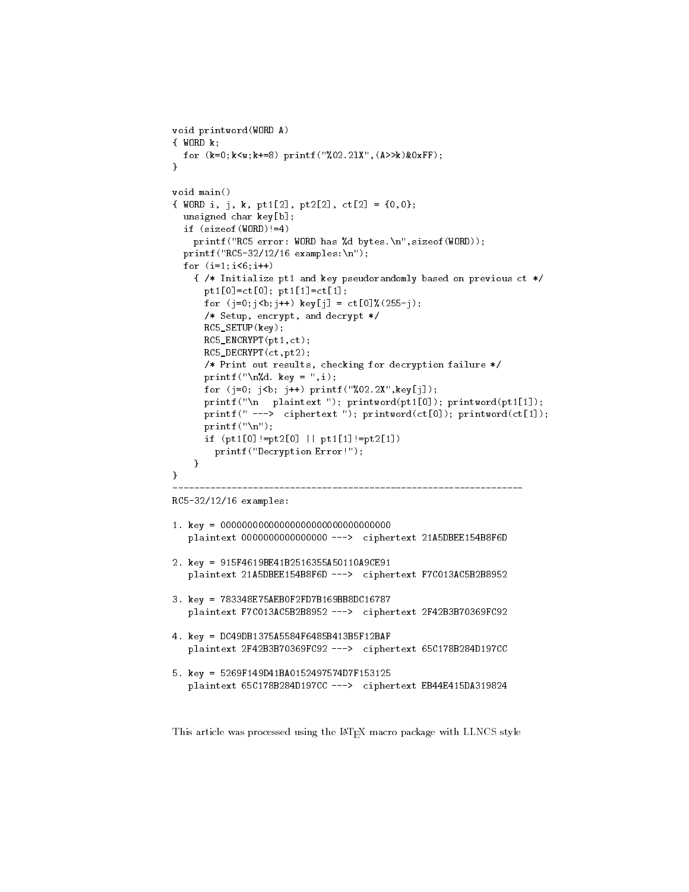```
void printword(WORD A)
{ WORD k;
  for (k=0;k<w;k+=8) printf("%02.2lX",(A>>k)&0xFF);
}

void main()
{ WORD i, j, k, pt1[2], pt2[2], ct[2] = {0,0};
  unsigned char key[b];
  if (sizeof(WORD)!=4)
    printf("RC5 error: WORD has %d bytes.\n",sizeof(WORD));
  printf("RC5-32/12/16 examples:\n");
  for (i=1;i<6;i++)
    { /* Initialize pt1 and key pseudorandomly based on previous ct */
      pt1[0]=ct[0]; pt1[1]=ct[1];
      for (j=0;j<b;j++) key[j] = ct[0]%(255-j);
      /* Setup, encrypt, and decrypt */
      RC5_SETUP(key);
      RC5_ENCRYPT(pt1,ct);
      RC5_DECRYPT(ct,pt2);
      /* Print out results, checking for decryption failure */
      printf("\n%d. key = ",i);
      for (j=0; j<b; j++) printf("%02.2X",key[j]);
      printf("\n   plaintext "); printword(pt1[0]); printword(pt1[1]);
      printf(" --->  ciphertext "); printword(ct[0]); printword(ct[1]);
      printf("\n");
      if (pt1[0]!=pt2[0] || pt1[1]!=pt2[1])
        printf("Decryption Error!");
    }
}
-------------------------------------------------------------------
RC5-32/12/16 examples:

1. key = 00000000000000000000000000000000
   plaintext 0000000000000000 --->  ciphertext 21A5DBEE154B8F6D

2. key = 915F4619BE41B2516355A50110A9CE91
   plaintext 21A5DBEE154B8F6D --->  ciphertext F7C013AC5B2B8952

3. key = 783348E75AEB0F2FD7B169BB8DC16787
   plaintext F7C013AC5B2B8952 --->  ciphertext 2F42B3B70369FC92

4. key = DC49DB1375A5584F6485B413B5F12BAF
   plaintext 2F42B3B70369FC92 --->  ciphertext 65C178B284D197CC

5. key = 5269F149D41BA0152497574D7F153125
   plaintext 65C178B284D197CC --->  ciphertext EB44E415DA319824
```

This article was processed using the LaTeX macro package with LLNCS style